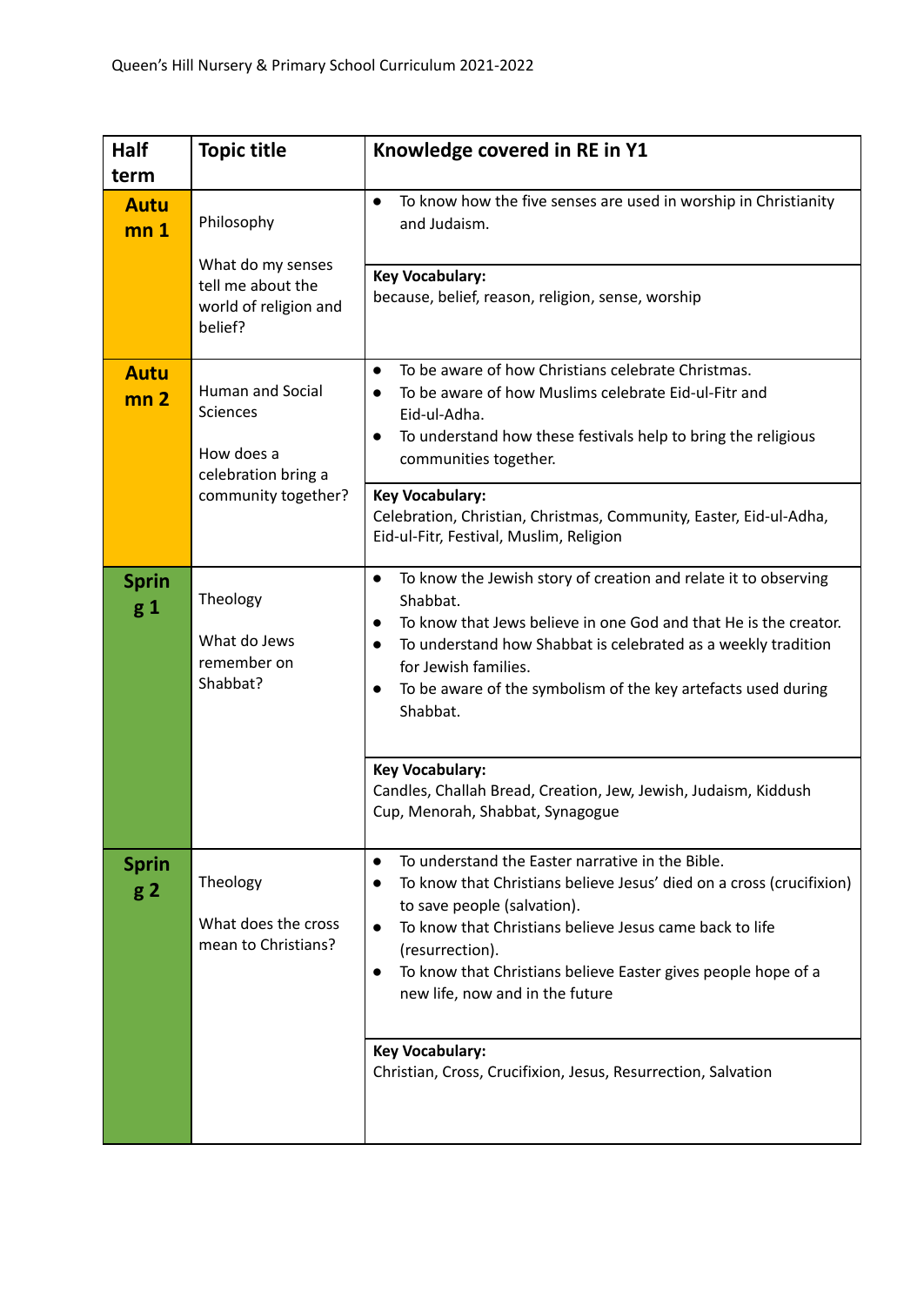Queen's Hill Nursery & Primary School Curriculum 2021-2022

| Half term | Topic title | Knowledge covered in RE in Y1 |
| --- | --- | --- |
| **Autumn 1** | Philosophy<br><br>What do my senses tell me about the world of religion and belief? | • To know how the five senses are used in worship in Christianity and Judaism.<br><br>**Key Vocabulary:**<br>because, belief, reason, religion, sense, worship |
| **Autumn 2** | Human and Social Sciences<br><br>How does a celebration bring a community together? | • To be aware of how Christians celebrate Christmas.<br>• To be aware of how Muslims celebrate Eid-ul-Fitr and Eid-ul-Adha.<br>• To understand how these festivals help to bring the religious communities together.<br><br>**Key Vocabulary:**<br>Celebration, Christian, Christmas, Community, Easter, Eid-ul-Adha, Eid-ul-Fitr, Festival, Muslim, Religion |
| **Spring 1** | Theology<br><br>What do Jews remember on Shabbat? | • To know the Jewish story of creation and relate it to observing Shabbat.<br>• To know that Jews believe in one God and that He is the creator.<br>• To understand how Shabbat is celebrated as a weekly tradition for Jewish families.<br>• To be aware of the symbolism of the key artefacts used during Shabbat.<br><br>**Key Vocabulary:**<br>Candles, Challah Bread, Creation, Jew, Jewish, Judaism, Kiddush Cup, Menorah, Shabbat, Synagogue |
| **Spring 2** | Theology<br><br>What does the cross mean to Christians? | • To understand the Easter narrative in the Bible.<br>• To know that Christians believe Jesus' died on a cross (crucifixion) to save people (salvation).<br>• To know that Christians believe Jesus came back to life (resurrection).<br>• To know that Christians believe Easter gives people hope of a new life, now and in the future<br><br>**Key Vocabulary:**<br>Christian, Cross, Crucifixion, Jesus, Resurrection, Salvation |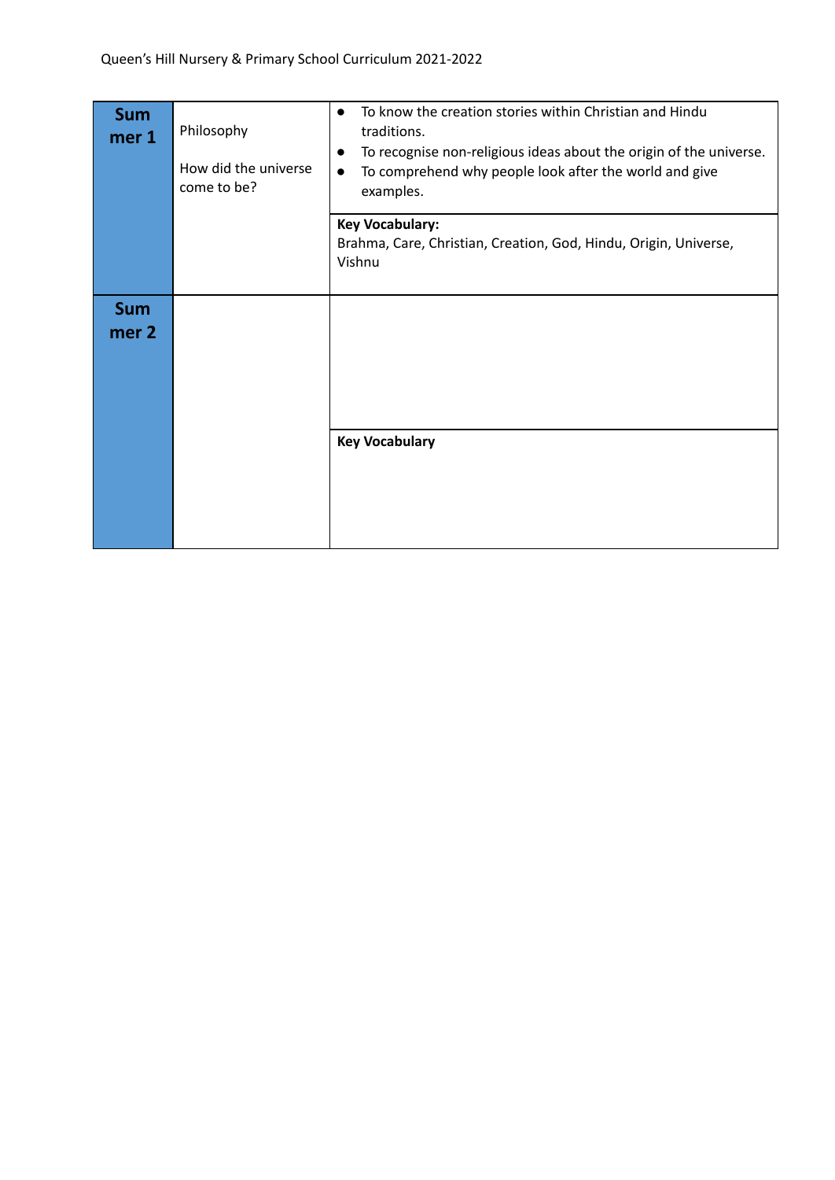| | | |
|---|---|---|
| **Summer 1** | Philosophy<br><br>How did the universe come to be? | • To know the creation stories within Christian and Hindu traditions.<br>• To recognise non-religious ideas about the origin of the universe.<br>• To comprehend why people look after the world and give examples. |
| | | **Key Vocabulary:**<br>Brahma, Care, Christian, Creation, God, Hindu, Origin, Universe, Vishnu |
| **Summer 2** | | |
| | | **Key Vocabulary** |